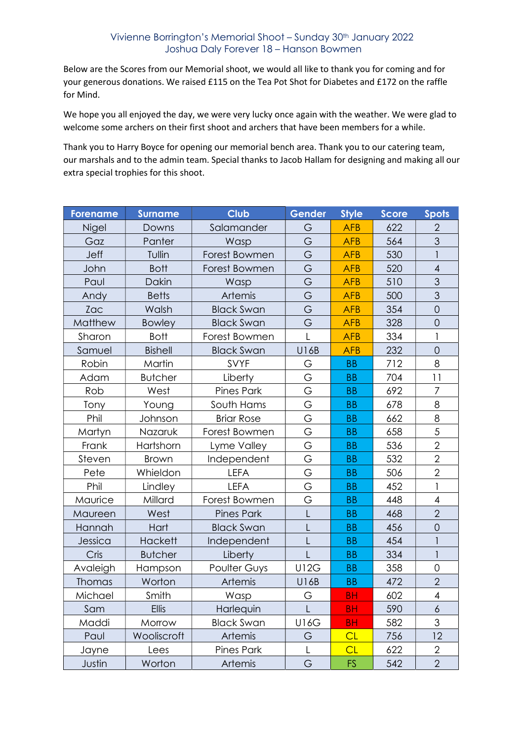# Vivienne Borrington's Memorial Shoot – Sunday 30th January 2022
## Joshua Daly Forever 18 – Hanson Bowmen

Below are the Scores from our Memorial shoot, we would all like to thank you for coming and for your generous donations. We raised £115 on the Tea Pot Shot for Diabetes and £172 on the raffle for Mind.

We hope you all enjoyed the day, we were very lucky once again with the weather. We were glad to welcome some archers on their first shoot and archers that have been members for a while.

Thank you to Harry Boyce for opening our memorial bench area. Thank you to our catering team, our marshals and to the admin team. Special thanks to Jacob Hallam for designing and making all our extra special trophies for this shoot.

| Forename | Surname | Club | Gender | Style | Score | Spots |
|---|---|---|---|---|---|---|
| Nigel | Downs | Salamander | G | AFB | 622 | 2 |
| Gaz | Panter | Wasp | G | AFB | 564 | 3 |
| Jeff | Tullin | Forest Bowmen | G | AFB | 530 | 1 |
| John | Bott | Forest Bowmen | G | AFB | 520 | 4 |
| Paul | Dakin | Wasp | G | AFB | 510 | 3 |
| Andy | Betts | Artemis | G | AFB | 500 | 3 |
| Zac | Walsh | Black Swan | G | AFB | 354 | 0 |
| Matthew | Bowley | Black Swan | G | AFB | 328 | 0 |
| Sharon | Bott | Forest Bowmen | L | AFB | 334 | 1 |
| Samuel | Bishell | Black Swan | U16B | AFB | 232 | 0 |
| Robin | Martin | SVYF | G | BB | 712 | 8 |
| Adam | Butcher | Liberty | G | BB | 704 | 11 |
| Rob | West | Pines Park | G | BB | 692 | 7 |
| Tony | Young | South Hams | G | BB | 678 | 8 |
| Phil | Johnson | Briar Rose | G | BB | 662 | 8 |
| Martyn | Nazaruk | Forest Bowmen | G | BB | 658 | 5 |
| Frank | Hartshorn | Lyme Valley | G | BB | 536 | 2 |
| Steven | Brown | Independent | G | BB | 532 | 2 |
| Pete | Whieldon | LEFA | G | BB | 506 | 2 |
| Phil | Lindley | LEFA | G | BB | 452 | 1 |
| Maurice | Millard | Forest Bowmen | G | BB | 448 | 4 |
| Maureen | West | Pines Park | L | BB | 468 | 2 |
| Hannah | Hart | Black Swan | L | BB | 456 | 0 |
| Jessica | Hackett | Independent | L | BB | 454 | 1 |
| Cris | Butcher | Liberty | L | BB | 334 | 1 |
| Avaleigh | Hampson | Poulter Guys | U12G | BB | 358 | 0 |
| Thomas | Worton | Artemis | U16B | BB | 472 | 2 |
| Michael | Smith | Wasp | G | BH | 602 | 4 |
| Sam | Ellis | Harlequin | L | BH | 590 | 6 |
| Maddi | Morrow | Black Swan | U16G | BH | 582 | 3 |
| Paul | Wooliscroft | Artemis | G | CL | 756 | 12 |
| Jayne | Lees | Pines Park | L | CL | 622 | 2 |
| Justin | Worton | Artemis | G | FS | 542 | 2 |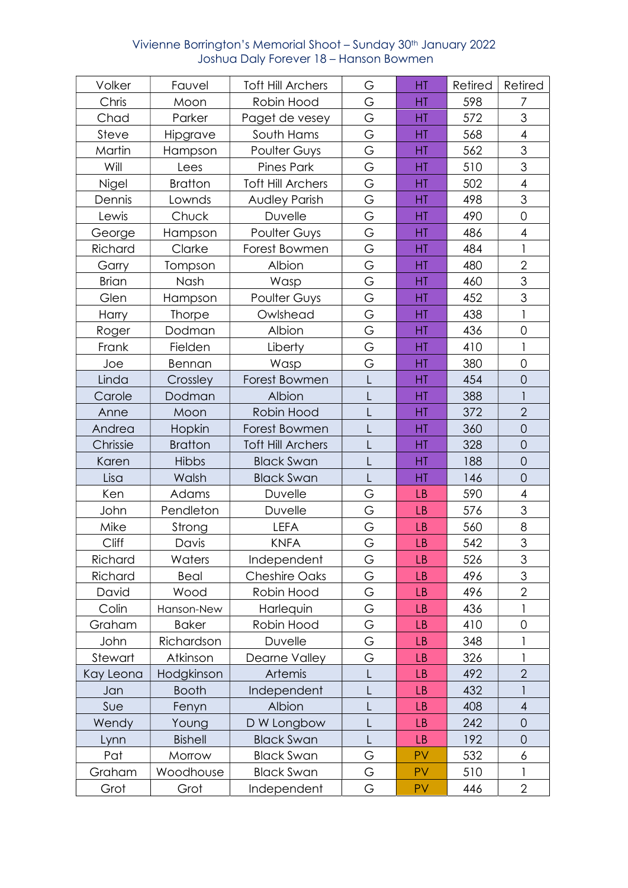Vivienne Borrington's Memorial Shoot – Sunday 30th January 2022
Joshua Daly Forever 18 – Hanson Bowmen

| Volker | Fauvel | Toft Hill Archers | G | HT | Retired | Retired |
|---|---|---|---|---|---|---|
| Chris | Moon | Robin Hood | G | HT | 598 | 7 |
| Chad | Parker | Paget de vesey | G | HT | 572 | 3 |
| Steve | Hipgrave | South Hams | G | HT | 568 | 4 |
| Martin | Hampson | Poulter Guys | G | HT | 562 | 3 |
| Will | Lees | Pines Park | G | HT | 510 | 3 |
| Nigel | Bratton | Toft Hill Archers | G | HT | 502 | 4 |
| Dennis | Lownds | Audley Parish | G | HT | 498 | 3 |
| Lewis | Chuck | Duvelle | G | HT | 490 | 0 |
| George | Hampson | Poulter Guys | G | HT | 486 | 4 |
| Richard | Clarke | Forest Bowmen | G | HT | 484 | 1 |
| Garry | Tompson | Albion | G | HT | 480 | 2 |
| Brian | Nash | Wasp | G | HT | 460 | 3 |
| Glen | Hampson | Poulter Guys | G | HT | 452 | 3 |
| Harry | Thorpe | Owlshead | G | HT | 438 | 1 |
| Roger | Dodman | Albion | G | HT | 436 | 0 |
| Frank | Fielden | Liberty | G | HT | 410 | 1 |
| Joe | Bennan | Wasp | G | HT | 380 | 0 |
| Linda | Crossley | Forest Bowmen | L | HT | 454 | 0 |
| Carole | Dodman | Albion | L | HT | 388 | 1 |
| Anne | Moon | Robin Hood | L | HT | 372 | 2 |
| Andrea | Hopkin | Forest Bowmen | L | HT | 360 | 0 |
| Chrissie | Bratton | Toft Hill Archers | L | HT | 328 | 0 |
| Karen | Hibbs | Black Swan | L | HT | 188 | 0 |
| Lisa | Walsh | Black Swan | L | HT | 146 | 0 |
| Ken | Adams | Duvelle | G | LB | 590 | 4 |
| John | Pendleton | Duvelle | G | LB | 576 | 3 |
| Mike | Strong | LEFA | G | LB | 560 | 8 |
| Cliff | Davis | KNFA | G | LB | 542 | 3 |
| Richard | Waters | Independent | G | LB | 526 | 3 |
| Richard | Beal | Cheshire Oaks | G | LB | 496 | 3 |
| David | Wood | Robin Hood | G | LB | 496 | 2 |
| Colin | Hanson-New | Harlequin | G | LB | 436 | 1 |
| Graham | Baker | Robin Hood | G | LB | 410 | 0 |
| John | Richardson | Duvelle | G | LB | 348 | 1 |
| Stewart | Atkinson | Dearne Valley | G | LB | 326 | 1 |
| Kay Leona | Hodgkinson | Artemis | L | LB | 492 | 2 |
| Jan | Booth | Independent | L | LB | 432 | 1 |
| Sue | Fenyn | Albion | L | LB | 408 | 4 |
| Wendy | Young | D W Longbow | L | LB | 242 | 0 |
| Lynn | Bishell | Black Swan | L | LB | 192 | 0 |
| Pat | Morrow | Black Swan | G | PV | 532 | 6 |
| Graham | Woodhouse | Black Swan | G | PV | 510 | 1 |
| Grot | Grot | Independent | G | PV | 446 | 2 |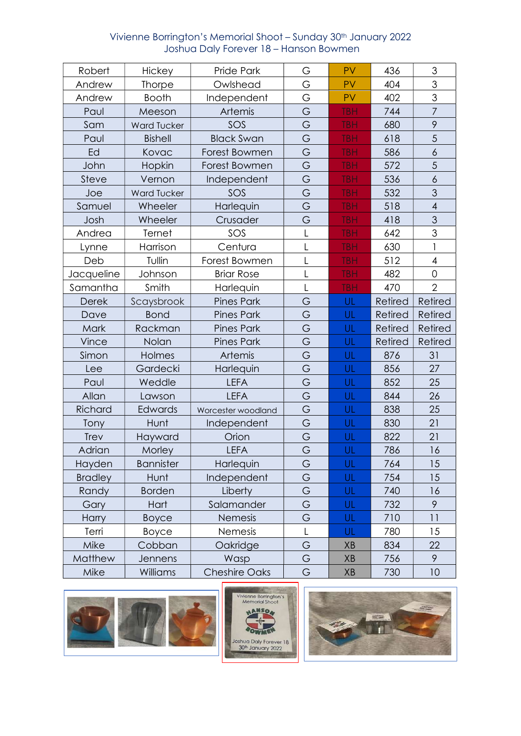Vivienne Borrington's Memorial Shoot – Sunday 30th January 2022
Joshua Daly Forever 18 – Hanson Bowmen

| | | | | | | |
|---|---|---|---|---|---|---|
| Robert | Hickey | Pride Park | G | PV | 436 | 3 |
| Andrew | Thorpe | Owlshead | G | PV | 404 | 3 |
| Andrew | Booth | Independent | G | PV | 402 | 3 |
| Paul | Meeson | Artemis | G | TBH | 744 | 7 |
| Sam | Ward Tucker | SOS | G | TBH | 680 | 9 |
| Paul | Bishell | Black Swan | G | TBH | 618 | 5 |
| Ed | Kovac | Forest Bowmen | G | TBH | 586 | 6 |
| John | Hopkin | Forest Bowmen | G | TBH | 572 | 5 |
| Steve | Vernon | Independent | G | TBH | 536 | 6 |
| Joe | Ward Tucker | SOS | G | TBH | 532 | 3 |
| Samuel | Wheeler | Harlequin | G | TBH | 518 | 4 |
| Josh | Wheeler | Crusader | G | TBH | 418 | 3 |
| Andrea | Ternet | SOS | L | TBH | 642 | 3 |
| Lynne | Harrison | Centura | L | TBH | 630 | 1 |
| Deb | Tullin | Forest Bowmen | L | TBH | 512 | 4 |
| Jacqueline | Johnson | Briar Rose | L | TBH | 482 | 0 |
| Samantha | Smith | Harlequin | L | TBH | 470 | 2 |
| Derek | Scaysbrook | Pines Park | G | UL | Retired | Retired |
| Dave | Bond | Pines Park | G | UL | Retired | Retired |
| Mark | Rackman | Pines Park | G | UL | Retired | Retired |
| Vince | Nolan | Pines Park | G | UL | Retired | Retired |
| Simon | Holmes | Artemis | G | UL | 876 | 31 |
| Lee | Gardecki | Harlequin | G | UL | 856 | 27 |
| Paul | Weddle | LEFA | G | UL | 852 | 25 |
| Allan | Lawson | LEFA | G | UL | 844 | 26 |
| Richard | Edwards | Worcester woodland | G | UL | 838 | 25 |
| Tony | Hunt | Independent | G | UL | 830 | 21 |
| Trev | Hayward | Orion | G | UL | 822 | 21 |
| Adrian | Morley | LEFA | G | UL | 786 | 16 |
| Hayden | Bannister | Harlequin | G | UL | 764 | 15 |
| Bradley | Hunt | Independent | G | UL | 754 | 15 |
| Randy | Borden | Liberty | G | UL | 740 | 16 |
| Gary | Hart | Salamander | G | UL | 732 | 9 |
| Harry | Boyce | Nemesis | G | UL | 710 | 11 |
| Terri | Boyce | Nemesis | L | UL | 780 | 15 |
| Mike | Cobban | Oakridge | G | XB | 834 | 22 |
| Matthew | Jennens | Wasp | G | XB | 756 | 9 |
| Mike | Williams | Cheshire Oaks | G | XB | 730 | 10 |